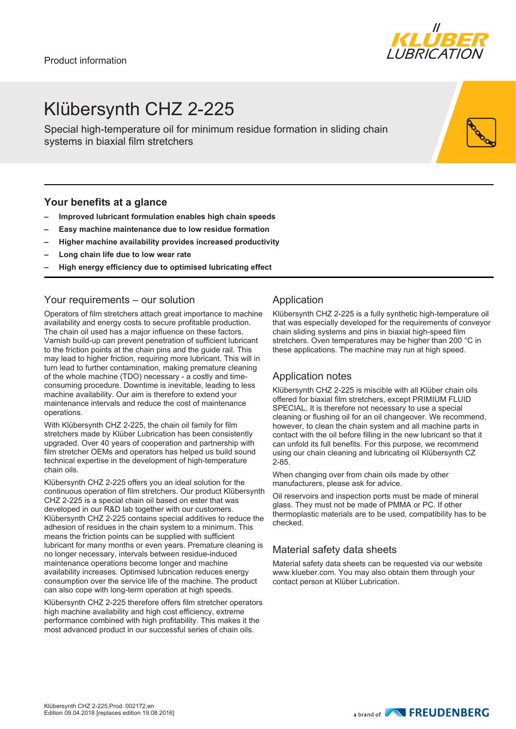Product information

# Klübersynth CHZ 2-225

Special high-temperature oil for minimum residue formation in sliding chain systems in biaxial film stretchers

## Your benefits at a glance

- **Improved lubricant formulation enables high chain speeds**
- **Easy machine maintenance due to low residue formation**
- **Higher machine availability provides increased productivity**
- **Long chain life due to low wear rate**
- **High energy efficiency due to optimised lubricating effect**

## Your requirements – our solution

Operators of film stretchers attach great importance to machine availability and energy costs to secure profitable production. The chain oil used has a major influence on these factors. Varnish build-up can prevent penetration of sufficient lubricant to the friction points at the chain pins and the guide rail. This may lead to higher friction, requiring more lubricant. This will in turn lead to further contamination, making premature cleaning of the whole machine (TDO) necessary - a costly and time-consuming procedure. Downtime is inevitable, leading to less machine availability. Our aim is therefore to extend your maintenance intervals and reduce the cost of maintenance operations.

With Klübersynth CHZ 2-225, the chain oil family for film stretchers made by Klüber Lubrication has been consistently upgraded. Over 40 years of cooperation and partnership with film stretcher OEMs and operators has helped us build sound technical expertise in the development of high-temperature chain oils.

Klübersynth CHZ 2-225 offers you an ideal solution for the continuous operation of film stretchers. Our product Klübersynth CHZ 2-225 is a special chain oil based on ester that was developed in our R&D lab together with our customers. Klübersynth CHZ 2-225 contains special additives to reduce the adhesion of residues in the chain system to a minimum. This means the friction points can be supplied with sufficient lubricant for many months or even years. Premature cleaning is no longer necessary, intervals between residue-induced maintenance operations become longer and machine availability increases. Optimised lubrication reduces energy consumption over the service life of the machine. The product can also cope with long-term operation at high speeds.

Klübersynth CHZ 2-225 therefore offers film stretcher operators high machine availability and high cost efficiency, extreme performance combined with high profitability. This makes it the most advanced product in our successful series of chain oils.

## Application

Klübersynth CHZ 2-225 is a fully synthetic high-temperature oil that was especially developed for the requirements of conveyor chain sliding systems and pins in biaxial high-speed film stretchers. Oven temperatures may be higher than 200 °C in these applications. The machine may run at high speed.

## Application notes

Klübersynth CHZ 2-225 is miscible with all Klüber chain oils offered for biaxial film stretchers, except PRIMIUM FLUID SPECIAL. It is therefore not necessary to use a special cleaning or flushing oil for an oil changeover. We recommend, however, to clean the chain system and all machine parts in contact with the oil before filling in the new lubricant so that it can unfold its full benefits. For this purpose, we recommend using our chain cleaning and lubricating oil Klübersynth CZ 2-85.

When changing over from chain oils made by other manufacturers, please ask for advice.

Oil reservoirs and inspection ports must be made of mineral glass. They must not be made of PMMA or PC. If other thermoplastic materials are to be used, compatibility has to be checked.

## Material safety data sheets

Material safety data sheets can be requested via our website www.klueber.com. You may also obtain them through your contact person at Klüber Lubrication.

Klübersynth CHZ 2-225,Prod. 002172,en
Edition 09.04.2018 [replaces edition 19.08.2016]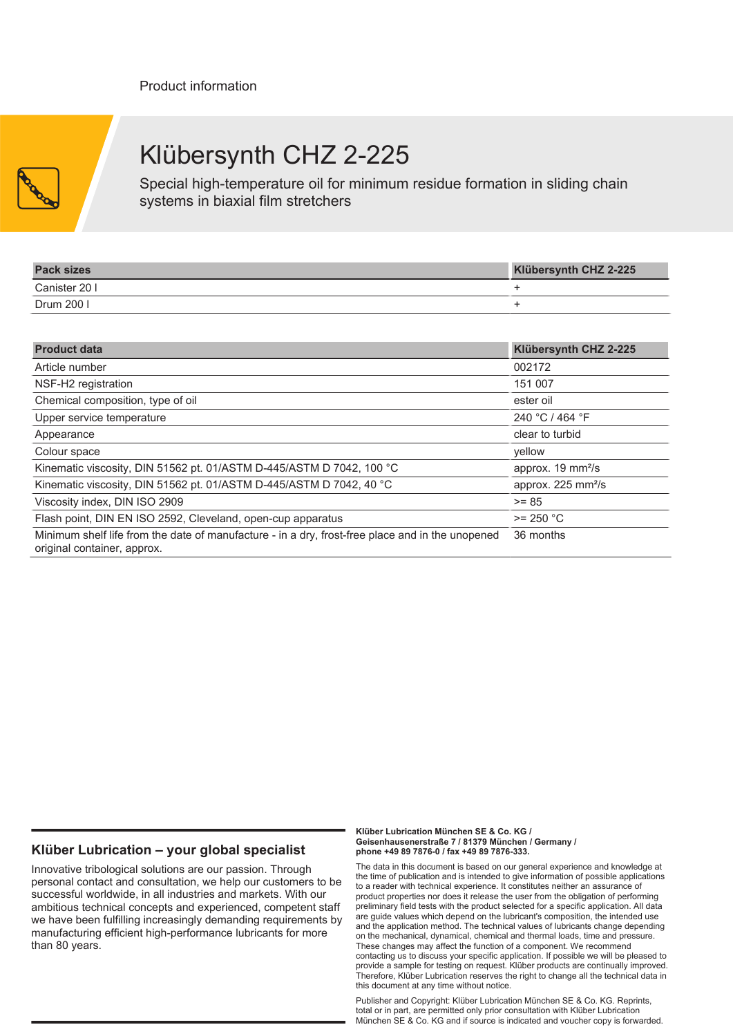Product information

# Klübersynth CHZ 2-225

Special high-temperature oil for minimum residue formation in sliding chain systems in biaxial film stretchers

| Pack sizes | Klübersynth CHZ 2-225 |
|---|---|
| Canister 20 l | + |
| Drum 200 l | + |

| Product data | Klübersynth CHZ 2-225 |
|---|---|
| Article number | 002172 |
| NSF-H2 registration | 151 007 |
| Chemical composition, type of oil | ester oil |
| Upper service temperature | 240 °C / 464 °F |
| Appearance | clear to turbid |
| Colour space | yellow |
| Kinematic viscosity, DIN 51562 pt. 01/ASTM D-445/ASTM D 7042, 100 °C | approx. 19 mm²/s |
| Kinematic viscosity, DIN 51562 pt. 01/ASTM D-445/ASTM D 7042, 40 °C | approx. 225 mm²/s |
| Viscosity index, DIN ISO 2909 | >= 85 |
| Flash point, DIN EN ISO 2592, Cleveland, open-cup apparatus | >= 250 °C |
| Minimum shelf life from the date of manufacture - in a dry, frost-free place and in the unopened original container, approx. | 36 months |

## Klüber Lubrication – your global specialist

Innovative tribological solutions are our passion. Through personal contact and consultation, we help our customers to be successful worldwide, in all industries and markets. With our ambitious technical concepts and experienced, competent staff we have been fulfilling increasingly demanding requirements by manufacturing efficient high-performance lubricants for more than 80 years.

**Klüber Lubrication München SE & Co. KG / Geisenhausenerstraße 7 / 81379 München / Germany / phone +49 89 7876-0 / fax +49 89 7876-333.**

The data in this document is based on our general experience and knowledge at the time of publication and is intended to give information of possible applications to a reader with technical experience. It constitutes neither an assurance of product properties nor does it release the user from the obligation of performing preliminary field tests with the product selected for a specific application. All data are guide values which depend on the lubricant's composition, the intended use and the application method. The technical values of lubricants change depending on the mechanical, dynamical, chemical and thermal loads, time and pressure. These changes may affect the function of a component. We recommend contacting us to discuss your specific application. If possible we will be pleased to provide a sample for testing on request. Klüber products are continually improved. Therefore, Klüber Lubrication reserves the right to change all the technical data in this document at any time without notice.

Publisher and Copyright: Klüber Lubrication München SE & Co. KG. Reprints, total or in part, are permitted only prior consultation with Klüber Lubrication München SE & Co. KG and if source is indicated and voucher copy is forwarded.